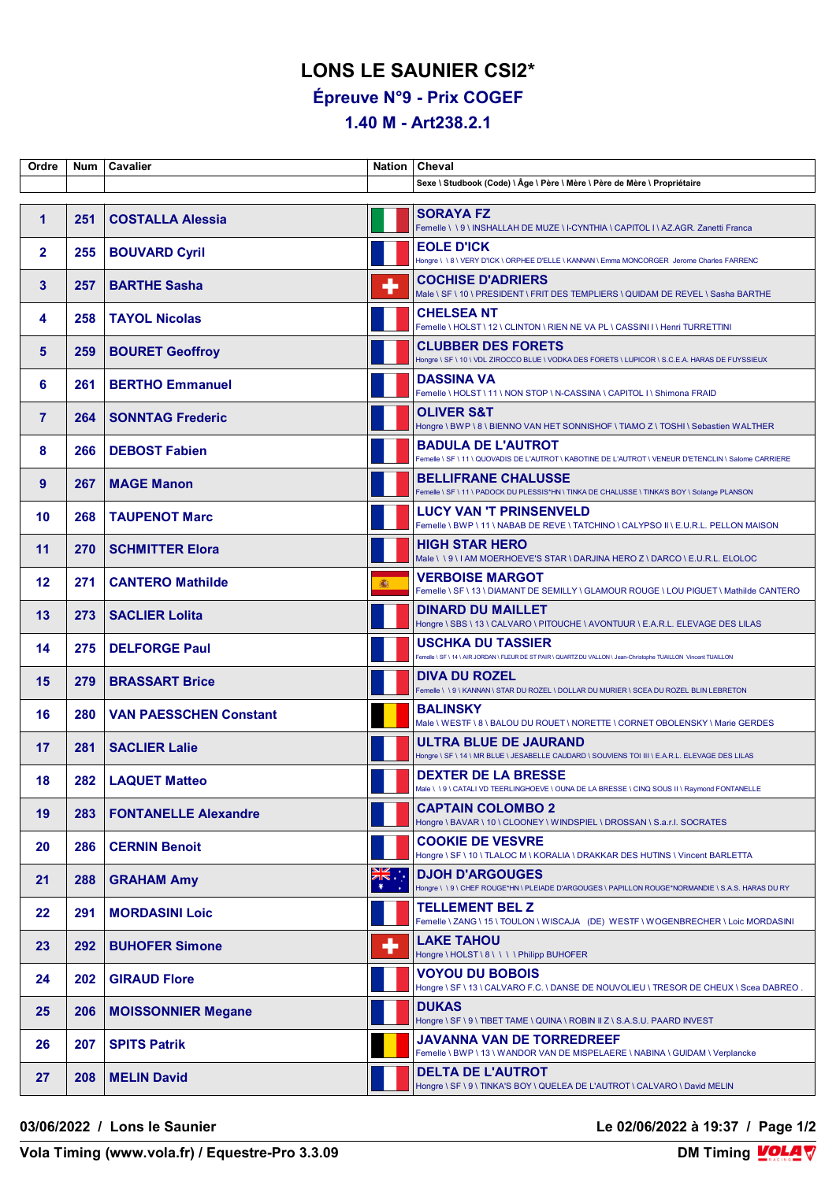# LONS LE SAUNIER CSI2*

## Épreuve N°9 - Prix COGEF

## 1.40 M - Art238.2.1

| Ordre | Num | Cavalier | Nation | Cheval |
|---|---|---|---|---|
| | | | | Sexe \ Studbook (Code) \ Âge \ Père \ Mère \ Père de Mère \ Propriétaire |
| 1 | 251 | COSTALLA Alessia | | SORAYA FZ<br>Femelle \ \ 9 \ INSHALLAH DE MUZE \ I-CYNTHIA \ CAPITOL I \ AZ.AGR. Zanetti Franca |
| 2 | 255 | BOUVARD Cyril | | EOLE D'ICK<br>Hongre \ \ 8 \ VERY D'ICK \ ORPHEE D'ELLE \ KANNAN \ Emma MONCORGER Jerome Charles FARRENC |
| 3 | 257 | BARTHE Sasha | | COCHISE D'ADRIERS<br>Male \ SF \ 10 \ PRESIDENT \ FRIT DES TEMPLIERS \ QUIDAM DE REVEL \ Sasha BARTHE |
| 4 | 258 | TAYOL Nicolas | | CHELSEA NT<br>Femelle \ HOLST \ 12 \ CLINTON \ RIEN NE VA PL \ CASSINI I \ Henri TURRETTINI |
| 5 | 259 | BOURET Geoffroy | | CLUBBER DES FORETS<br>Hongre \ SF \ 10 \ VDL ZIROCCO BLUE \ VODKA DES FORETS \ LUPICOR \ S.C.E.A. HARAS DE FUYSSIEUX |
| 6 | 261 | BERTHO Emmanuel | | DASSINA VA<br>Femelle \ HOLST \ 11 \ NON STOP \ N-CASSINA \ CAPITOL I \ Shimona FRAID |
| 7 | 264 | SONNTAG Frederic | | OLIVER S&T<br>Hongre \ BWP \ 8 \ BIENNO VAN HET SONNISHOF \ TIAMO Z \ TOSHI \ Sebastien WALTHER |
| 8 | 266 | DEBOST Fabien | | BADULA DE L'AUTROT<br>Femelle \ SF \ 11 \ QUOVADIS DE L'AUTROT \ KABOTINE DE L'AUTROT \ VENEUR D'ETENCLIN \ Salome CARRIERE |
| 9 | 267 | MAGE Manon | | BELLIFRANE CHALUSSE<br>Femelle \ SF \ 11 \ PADOCK DU PLESSIS*HN \ TINKA DE CHALUSSE \ TINKA'S BOY \ Solange PLANSON |
| 10 | 268 | TAUPENOT Marc | | LUCY VAN 'T PRINSENVELD<br>Femelle \ BWP \ 11 \ NABAB DE REVE \ TATCHINO \ CALYPSO II \ E.U.R.L. PELLON MAISON |
| 11 | 270 | SCHMITTER Elora | | HIGH STAR HERO<br>Male \ \ 9 \ I AM MOERHOEVE'S STAR \ DARJINA HERO Z \ DARCO \ E.U.R.L. ELOLOC |
| 12 | 271 | CANTERO Mathilde | | VERBOISE MARGOT<br>Femelle \ SF \ 13 \ DIAMANT DE SEMILLY \ GLAMOUR ROUGE \ LOU PIGUET \ Mathilde CANTERO |
| 13 | 273 | SACLIER Lolita | | DINARD DU MAILLET<br>Hongre \ SBS \ 13 \ CALVARO \ PITOUCHE \ AVONTUUR \ E.A.R.L. ELEVAGE DES LILAS |
| 14 | 275 | DELFORGE Paul | | USCHKA DU TASSIER<br>Femelle \ SF \ 14 \ AIR JORDAN \ FLEUR DE ST PAIR \ QUARTZ DU VALLON \ Jean-Christophe TUAILLON Vincent TUAILLON |
| 15 | 279 | BRASSART Brice | | DIVA DU ROZEL<br>Femelle \ \ 9 \ KANNAN \ STAR DU ROZEL \ DOLLAR DU MURIER \ SCEA DU ROZEL BLIN LEBRETON |
| 16 | 280 | VAN PAESSCHEN Constant | | BALINSKY<br>Male \ WESTF \ 8 \ BALOU DU ROUET \ NORETTE \ CORNET OBOLENSKY \ Marie GERDES |
| 17 | 281 | SACLIER Lalie | | ULTRA BLUE DE JAURAND<br>Hongre \ SF \ 14 \ MR BLUE \ JESABELLE CAUDARD \ SOUVIENS TOI III \ E.A.R.L. ELEVAGE DES LILAS |
| 18 | 282 | LAQUET Matteo | | DEXTER DE LA BRESSE<br>Male \ \ 9 \ CATALI VD TEERLINGHOEVE \ OUNA DE LA BRESSE \ CINQ SOUS II \ Raymond FONTANELLE |
| 19 | 283 | FONTANELLE Alexandre | | CAPTAIN COLOMBO 2<br>Hongre \ BAVAR \ 10 \ CLOONEY \ WINDSPIEL \ DROSSAN \ S.a.r.l. SOCRATES |
| 20 | 286 | CERNIN Benoit | | COOKIE DE VESVRE<br>Hongre \ SF \ 10 \ TLALOC M \ KORALIA \ DRAKKAR DES HUTINS \ Vincent BARLETTA |
| 21 | 288 | GRAHAM Amy | | DJOH D'ARGOUGES<br>Hongre \ \ 9 \ CHEF ROUGE*HN \ PLEIADE D'ARGOUGES \ PAPILLON ROUGE*NORMANDIE \ S.A.S. HARAS DU RY |
| 22 | 291 | MORDASINI Loic | | TELLEMENT BEL Z<br>Femelle \ ZANG \ 15 \ TOULON \ WISCAJA (DE) WESTF \ WOGENBRECHER \ Loic MORDASINI |
| 23 | 292 | BUHOFER Simone | | LAKE TAHOU<br>Hongre \ HOLST \ 8 \ \ \ \ Philipp BUHOFER |
| 24 | 202 | GIRAUD Flore | | VOYOU DU BOBOIS<br>Hongre \ SF \ 13 \ CALVARO F.C. \ DANSE DE NOUVOLIEU \ TRESOR DE CHEUX \ Scea DABREO . |
| 25 | 206 | MOISSONNIER Megane | | DUKAS<br>Hongre \ SF \ 9 \ TIBET TAME \ QUINA \ ROBIN II Z \ S.A.S.U. PAARD INVEST |
| 26 | 207 | SPITS Patrik | | JAVANNA VAN DE TORREDREEF<br>Femelle \ BWP \ 13 \ WANDOR VAN DE MISPELAERE \ NABINA \ GUIDAM \ Verplancke |
| 27 | 208 | MELIN David | | DELTA DE L'AUTROT<br>Hongre \ SF \ 9 \ TINKA'S BOY \ QUELEA DE L'AUTROT \ CALVARO \ David MELIN |

03/06/2022 / Lons le Saunier

Le 02/06/2022 à 19:37

Vola Timing (www.vola.fr) / Equestre-Pro 3.3.09

DM Timing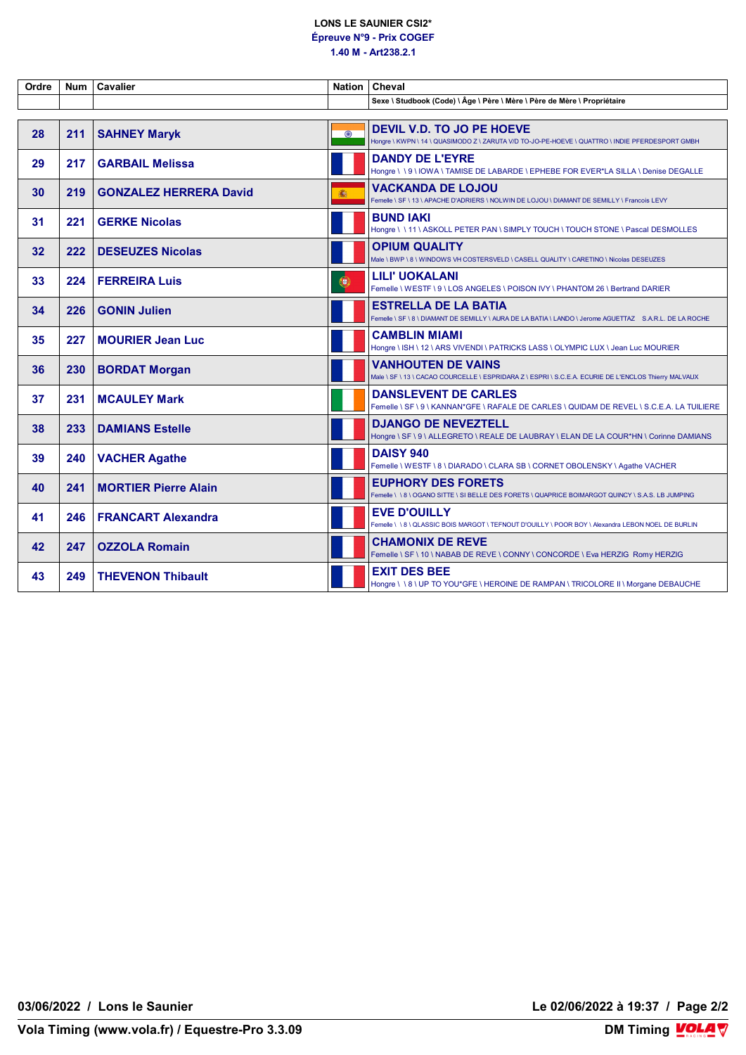**LONS LE SAUNIER CSI2***

**Épreuve N°9 - Prix COGEF**

**1.40 M - Art238.2.1**

| Ordre | Num | Cavalier | Nation | Cheval |
|---|---|---|---|---|
| | | | | Sexe \ Studbook (Code) \ Âge \ Père \ Mère \ Père de Mère \ Propriétaire |
| 28 | 211 | SAHNEY Maryk | | DEVIL V.D. TO JO PE HOEVE<br>Hongre \ KWPN \ 14 \ QUASIMODO Z \ ZARUTA V/D TO-JO-PE-HOEVE \ QUATTRO \ INDIE PFERDESPORT GMBH |
| 29 | 217 | GARBAIL Melissa | | DANDY DE L'EYRE<br>Hongre \ \ 9 \ IOWA \ TAMISE DE LABARDE \ EPHEBE FOR EVER*LA SILLA \ Denise DEGALLE |
| 30 | 219 | GONZALEZ HERRERA David | | VACKANDA DE LOJOU<br>Femelle \ SF \ 13 \ APACHE D'ADRIERS \ NOLWIN DE LOJOU \ DIAMANT DE SEMILLY \ Francois LEVY |
| 31 | 221 | GERKE Nicolas | | BUND IAKI<br>Hongre \ \ 11 \ ASKOLL PETER PAN \ SIMPLY TOUCH \ TOUCH STONE \ Pascal DESMOLLES |
| 32 | 222 | DESEUZES Nicolas | | OPIUM QUALITY<br>Male \ BWP \ 8 \ WINDOWS VH COSTERSVELD \ CASELL QUALITY \ CARETINO \ Nicolas DESEUZES |
| 33 | 224 | FERREIRA Luis | | LILI' UOKALANI<br>Femelle \ WESTF \ 9 \ LOS ANGELES \ POISON IVY \ PHANTOM 26 \ Bertrand DARIER |
| 34 | 226 | GONIN Julien | | ESTRELLA DE LA BATIA<br>Femelle \ SF \ 8 \ DIAMANT DE SEMILLY \ AURA DE LA BATIA \ LANDO \ Jerome AGUETTAZ S.A.R.L. DE LA ROCHE |
| 35 | 227 | MOURIER Jean Luc | | CAMBLIN MIAMI<br>Hongre \ ISH \ 12 \ ARS VIVENDI \ PATRICKS LASS \ OLYMPIC LUX \ Jean Luc MOURIER |
| 36 | 230 | BORDAT Morgan | | VANHOUTEN DE VAINS<br>Male \ SF \ 13 \ CACAO COURCELLE \ ESPRIDARA Z \ ESPRI \ S.C.E.A. ECURIE DE L'ENCLOS Thierry MALVAUX |
| 37 | 231 | MCAULEY Mark | | DANSLEVENT DE CARLES<br>Femelle \ SF \ 9 \ KANNAN*GFE \ RAFALE DE CARLES \ QUIDAM DE REVEL \ S.C.E.A. LA TUILIERE |
| 38 | 233 | DAMIANS Estelle | | DJANGO DE NEVEZTELL<br>Hongre \ SF \ 9 \ ALLEGRETO \ REALE DE LAUBRAY \ ELAN DE LA COUR*HN \ Corinne DAMIANS |
| 39 | 240 | VACHER Agathe | | DAISY 940<br>Femelle \ WESTF \ 8 \ DIARADO \ CLARA SB \ CORNET OBOLENSKY \ Agathe VACHER |
| 40 | 241 | MORTIER Pierre Alain | | EUPHORY DES FORETS<br>Femelle \ \ 8 \ OGANO SITTE \ SI BELLE DES FORETS \ QUAPRICE BOIMARGOT QUINCY \ S.A.S. LB JUMPING |
| 41 | 246 | FRANCART Alexandra | | EVE D'OUILLY<br>Femelle \ \ 8 \ QLASSIC BOIS MARGOT \ TEFNOUT D'OUILLY \ POOR BOY \ Alexandra LEBON NOEL DE BURLIN |
| 42 | 247 | OZZOLA Romain | | CHAMONIX DE REVE<br>Femelle \ SF \ 10 \ NABAB DE REVE \ CONNY \ CONCORDE \ Eva HERZIG Romy HERZIG |
| 43 | 249 | THEVENON Thibault | | EXIT DES BEE<br>Hongre \ \ 8 \ UP TO YOU*GFE \ HEROINE DE RAMPAN \ TRICOLORE II \ Morgane DEBAUCHE |

03/06/2022 / Lons le Saunier

Le 02/06/2022 à 19:37

Vola Timing (www.vola.fr) / Equestre-Pro 3.3.09

DM Timing